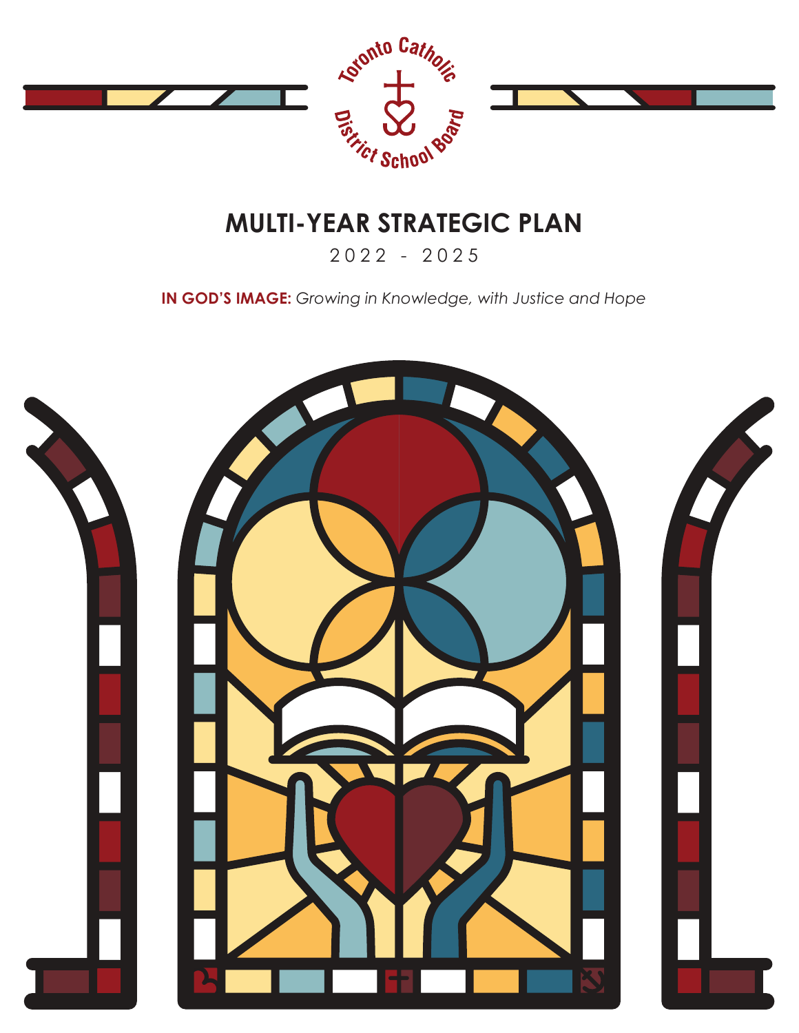Toronto Catholic District School Board

# MULTI-YEAR STRATEGIC PLAN

2022 - 2025

**IN GOD'S IMAGE:** *Growing in Knowledge, with Justice and Hope*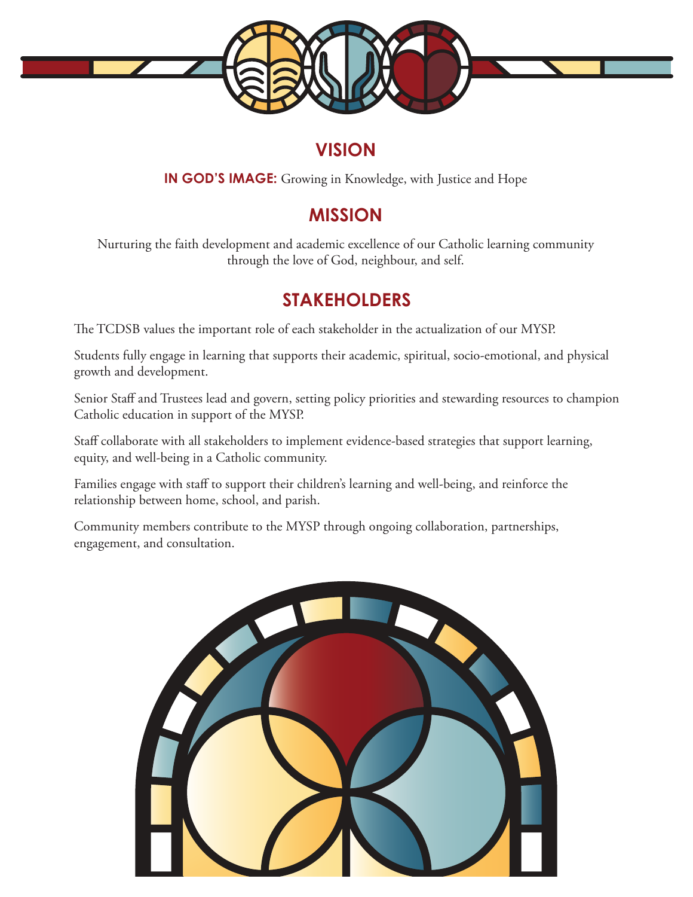## VISION

**IN GOD'S IMAGE:** Growing in Knowledge, with Justice and Hope

## MISSION

Nurturing the faith development and academic excellence of our Catholic learning community through the love of God, neighbour, and self.

## STAKEHOLDERS

The TCDSB values the important role of each stakeholder in the actualization of our MYSP.

Students fully engage in learning that supports their academic, spiritual, socio-emotional, and physical growth and development.

Senior Staff and Trustees lead and govern, setting policy priorities and stewarding resources to champion Catholic education in support of the MYSP.

Staff collaborate with all stakeholders to implement evidence-based strategies that support learning, equity, and well-being in a Catholic community.

Families engage with staff to support their children's learning and well-being, and reinforce the relationship between home, school, and parish.

Community members contribute to the MYSP through ongoing collaboration, partnerships, engagement, and consultation.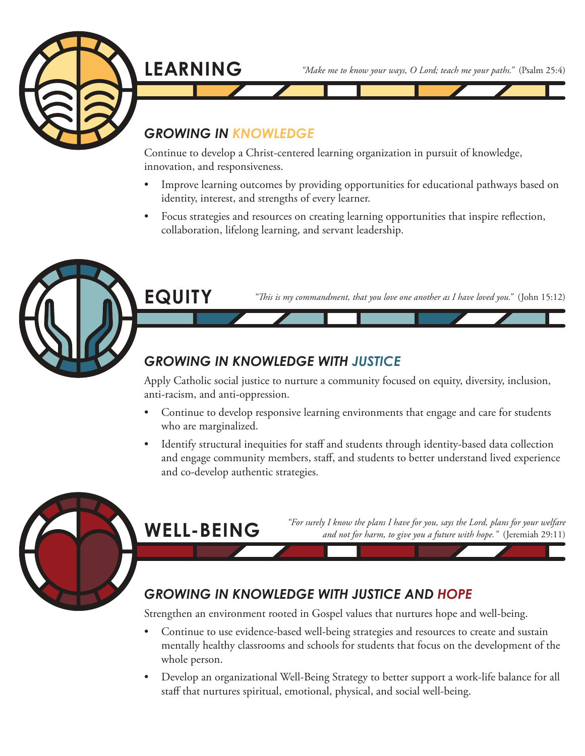## LEARNING

*"Make me to know your ways, O Lord; teach me your paths."* (Psalm 25:4)

### *GROWING IN KNOWLEDGE*

Continue to develop a Christ-centered learning organization in pursuit of knowledge, innovation, and responsiveness.

- Improve learning outcomes by providing opportunities for educational pathways based on identity, interest, and strengths of every learner.
- Focus strategies and resources on creating learning opportunities that inspire reflection, collaboration, lifelong learning, and servant leadership.

## EQUITY

*"This is my commandment, that you love one another as I have loved you."* (John 15:12)

### *GROWING IN KNOWLEDGE WITH JUSTICE*

Apply Catholic social justice to nurture a community focused on equity, diversity, inclusion, anti-racism, and anti-oppression.

- Continue to develop responsive learning environments that engage and care for students who are marginalized.
- Identify structural inequities for staff and students through identity-based data collection and engage community members, staff, and students to better understand lived experience and co-develop authentic strategies.

## WELL-BEING

*"For surely I know the plans I have for you, says the Lord, plans for your welfare and not for harm, to give you a future with hope."* (Jeremiah 29:11)

### *GROWING IN KNOWLEDGE WITH JUSTICE AND HOPE*

Strengthen an environment rooted in Gospel values that nurtures hope and well-being.

- Continue to use evidence-based well-being strategies and resources to create and sustain mentally healthy classrooms and schools for students that focus on the development of the whole person.
- Develop an organizational Well-Being Strategy to better support a work-life balance for all staff that nurtures spiritual, emotional, physical, and social well-being.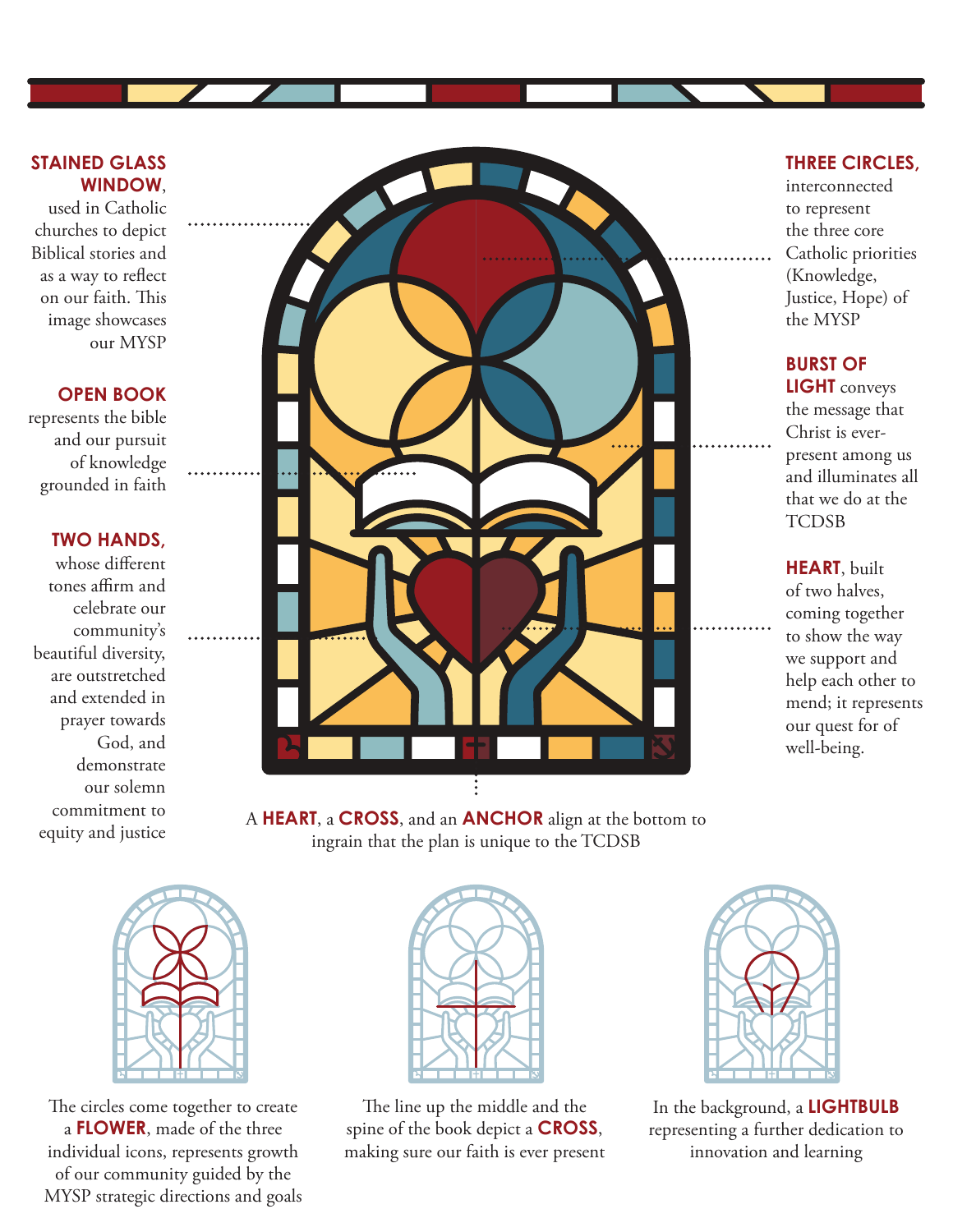**STAINED GLASS WINDOW**, used in Catholic churches to depict Biblical stories and as a way to reflect on our faith. This image showcases our MYSP

**OPEN BOOK** represents the bible and our pursuit of knowledge grounded in faith

**TWO HANDS,** whose different tones affirm and celebrate our community's beautiful diversity, are outstretched and extended in prayer towards God, and demonstrate our solemn commitment to equity and justice

**THREE CIRCLES,** interconnected to represent the three core Catholic priorities (Knowledge, Justice, Hope) of the MYSP

**BURST OF LIGHT** conveys the message that Christ is ever-present among us and illuminates all that we do at the TCDSB

**HEART**, built of two halves, coming together to show the way we support and help each other to mend; it represents our quest for of well-being.

A **HEART**, a **CROSS**, and an **ANCHOR** align at the bottom to ingrain that the plan is unique to the TCDSB

The circles come together to create a **FLOWER**, made of the three individual icons, represents growth of our community guided by the MYSP strategic directions and goals

The line up the middle and the spine of the book depict a **CROSS**, making sure our faith is ever present

In the background, a **LIGHTBULB** representing a further dedication to innovation and learning